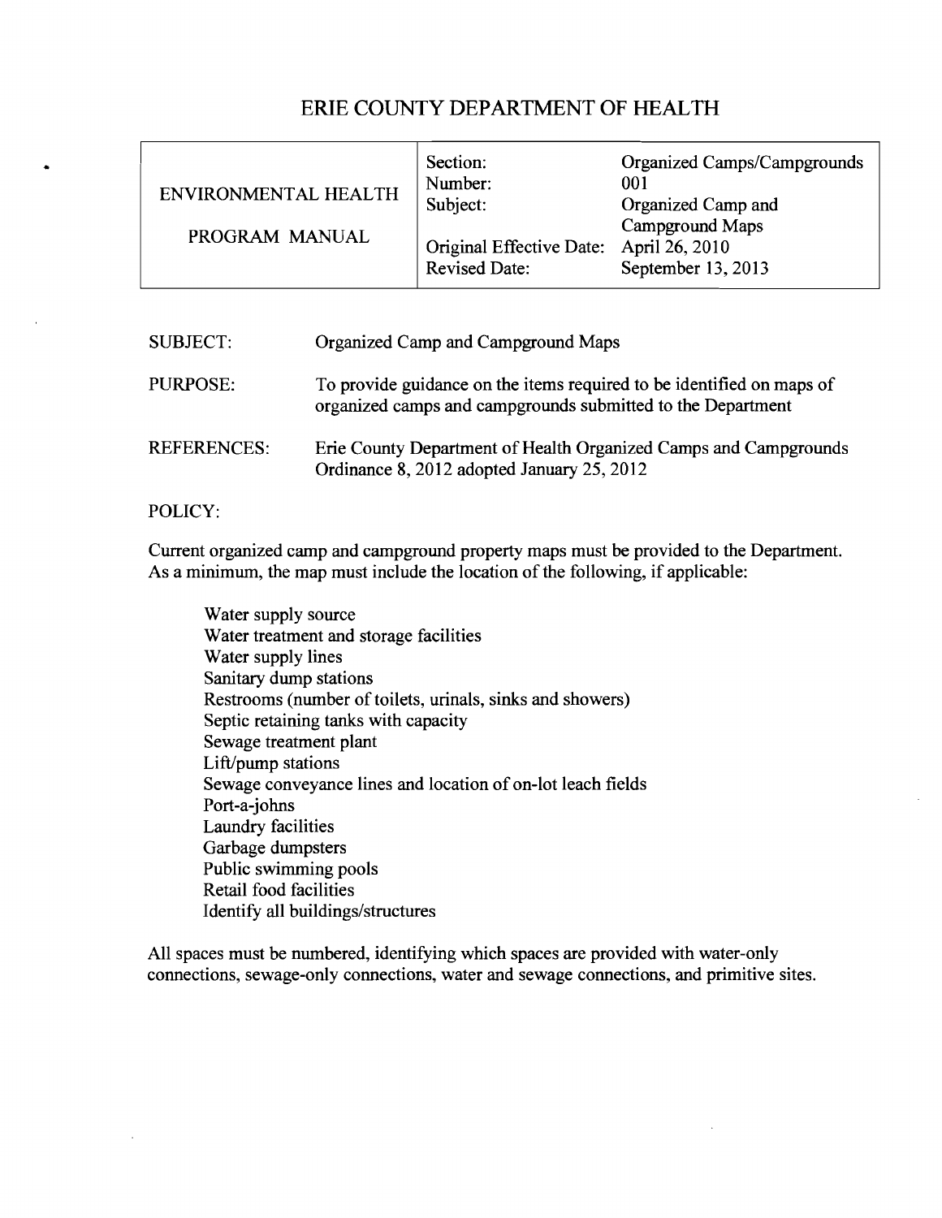# ERIE COUNTY DEPARTMENT OF HEALTH

| ENVIRONMENTAL HEALTH PROGRAM MANUAL | Section: | Organized Camps/Campgrounds |
|---|---|---|
| | Number: | 001 |
| | Subject: | Organized Camp and Campground Maps |
| | Original Effective Date: | April 26, 2010 |
| | Revised Date: | September 13, 2013 |

SUBJECT: Organized Camp and Campground Maps

PURPOSE: To provide guidance on the items required to be identified on maps of organized camps and campgrounds submitted to the Department

REFERENCES: Erie County Department of Health Organized Camps and Campgrounds Ordinance 8, 2012 adopted January 25, 2012

POLICY:

Current organized camp and campground property maps must be provided to the Department. As a minimum, the map must include the location of the following, if applicable:

- Water supply source
- Water treatment and storage facilities
- Water supply lines
- Sanitary dump stations
- Restrooms (number of toilets, urinals, sinks and showers)
- Septic retaining tanks with capacity
- Sewage treatment plant
- Lift/pump stations
- Sewage conveyance lines and location of on-lot leach fields
- Port-a-johns
- Laundry facilities
- Garbage dumpsters
- Public swimming pools
- Retail food facilities
- Identify all buildings/structures

All spaces must be numbered, identifying which spaces are provided with water-only connections, sewage-only connections, water and sewage connections, and primitive sites.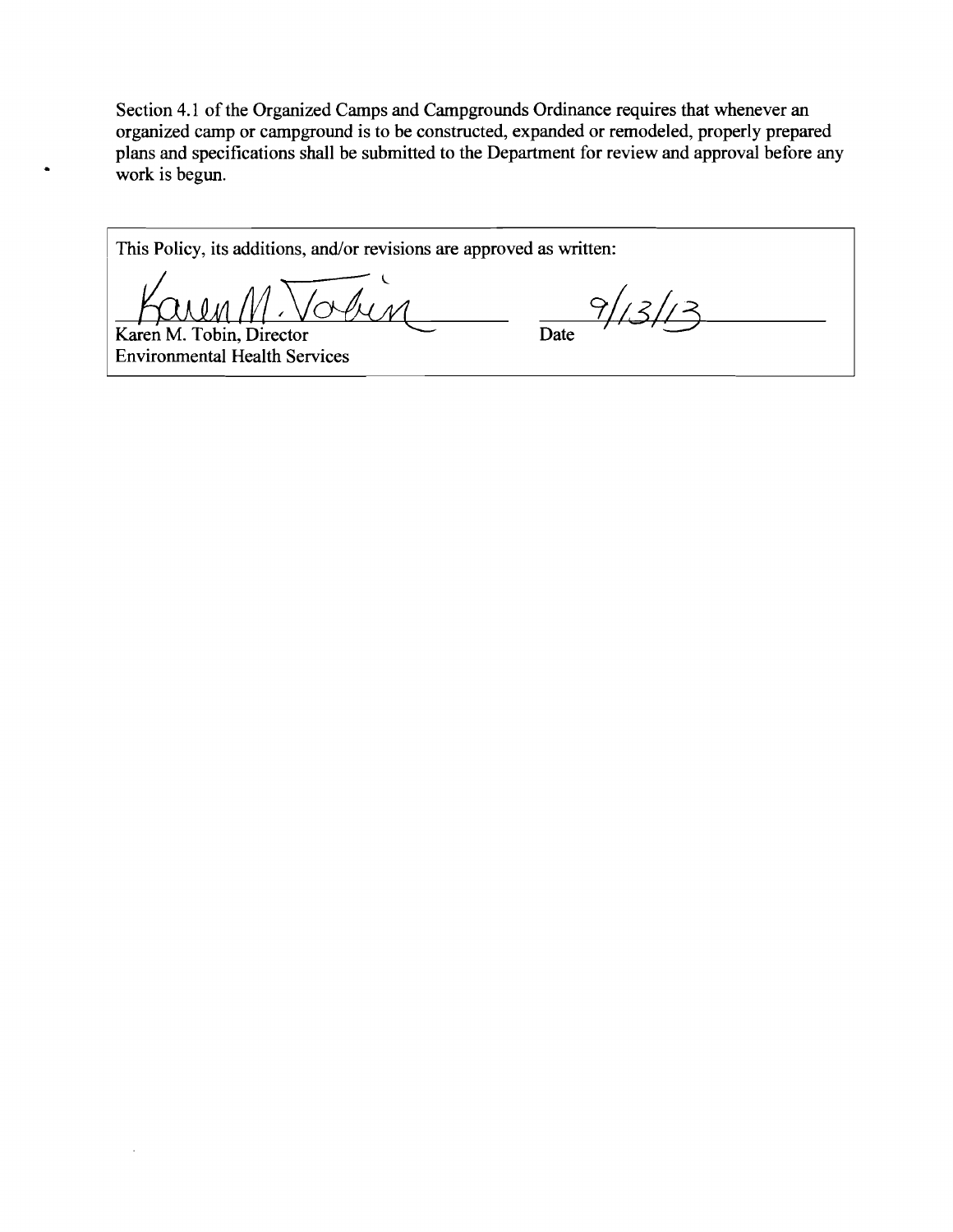Section 4.1 of the Organized Camps and Campgrounds Ordinance requires that whenever an organized camp or campground is to be constructed, expanded or remodeled, properly prepared plans and specifications shall be submitted to the Department for review and approval before any work is begun.

This Policy, its additions, and/or revisions are approved as written:

Karen M. Tobin

Karen M. Tobin, Director
Environmental Health Services

Date 9/13/13